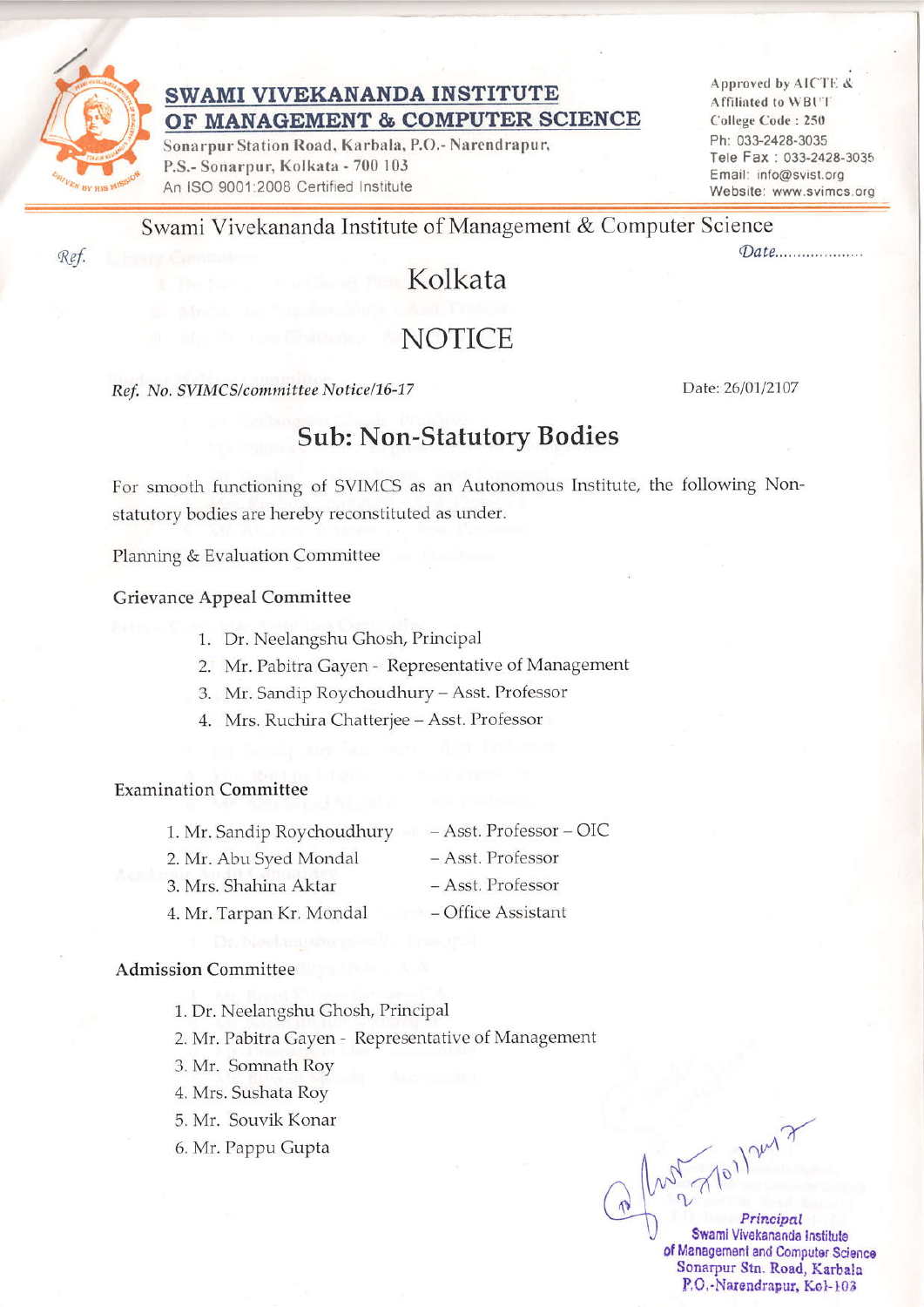**SWAMI VIVEKANANDA INSTITUTE OF MANAGEMENT & COMPUTER SCIENCE**

Sonarpur Station Road, Karbala, P.O.- Narendrapur, P.S.- Sonarpur, Kolkata - 700 103

An ISO 9001:2008 Certified Institute

Approved by AICTE & Affiliated to WBUT
College Code : 250
Ph: 033-2428-3035
Tele Fax : 033-2428-3035
Email: info@svist.org
Website: www.svimcs.org

Swami Vivekananda Institute of Management & Computer Science

Ref. Date..................

Kolkata

# NOTICE

*Ref. No. SVIMCS/committee Notice/16-17* Date: 26/01/2107

## Sub: Non-Statutory Bodies

For smooth functioning of SVIMCS as an Autonomous Institute, the following Non-statutory bodies are hereby reconstituted as under.

Planning & Evaluation Committee

### Grievance Appeal Committee

1. Dr. Neelangshu Ghosh, Principal
2. Mr. Pabitra Gayen - Representative of Management
3. Mr. Sandip Roychoudhury – Asst. Professor
4. Mrs. Ruchira Chatterjee – Asst. Professor

### Examination Committee

1. Mr. Sandip Roychoudhury – Asst. Professor – OIC
2. Mr. Abu Syed Mondal – Asst. Professor
3. Mrs. Shahina Aktar – Asst. Professor
4. Mr. Tarpan Kr. Mondal – Office Assistant

### Admission Committee

1. Dr. Neelangshu Ghosh, Principal
2. Mr. Pabitra Gayen - Representative of Management
3. Mr. Somnath Roy
4. Mrs. Sushata Roy
5. Mr. Souvik Konar
6. Mr. Pappu Gupta

27/01/2017

Principal
Swami Vivekananda Institute of Management and Computer Science
Sonarpur Stn. Road, Karbala
P.O.-Narendrapur, Kol-103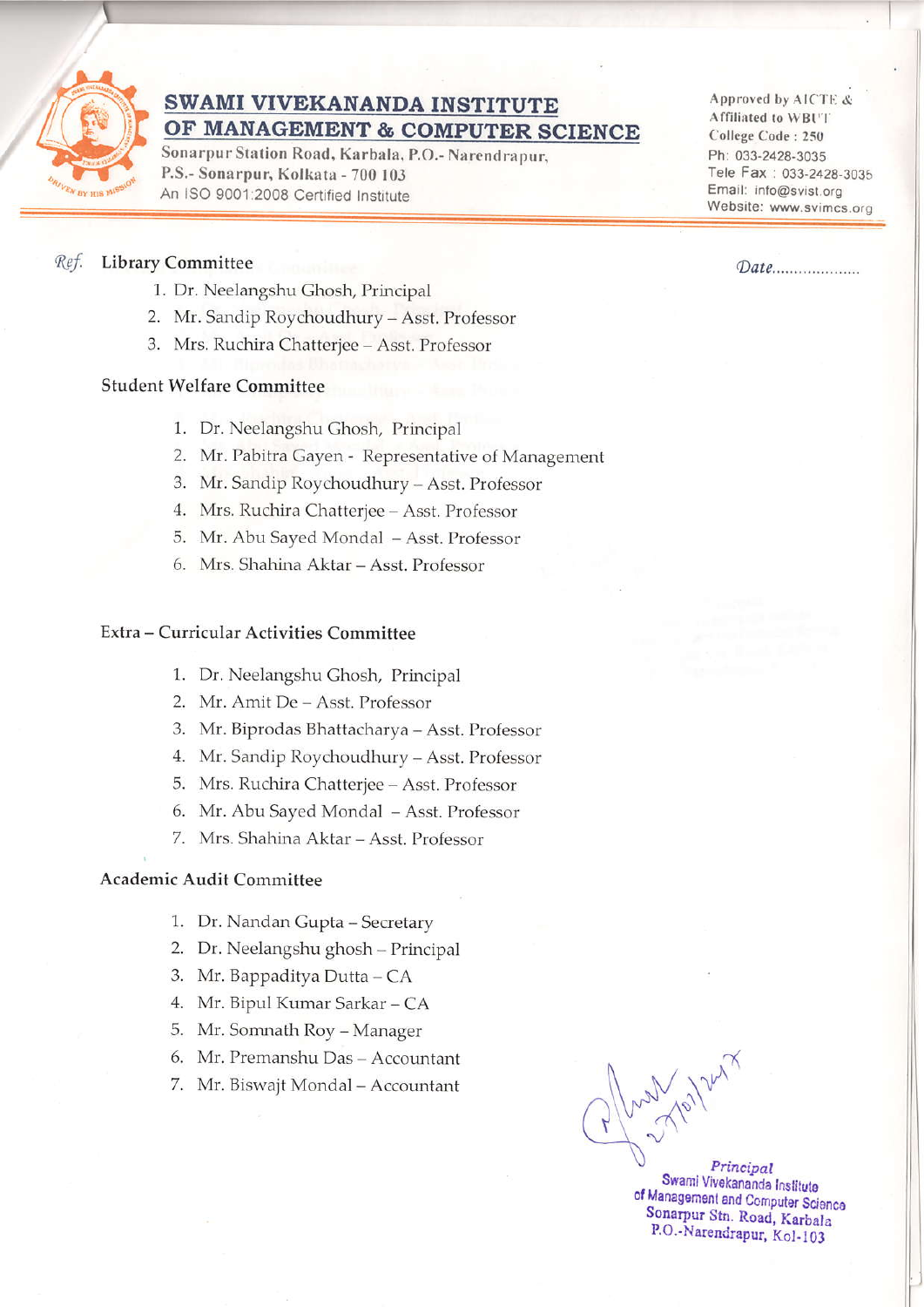# SWAMI VIVEKANANDA INSTITUTE OF MANAGEMENT & COMPUTER SCIENCE

Sonarpur Station Road, Karbala, P.O.- Narendrapur, P.S.- Sonarpur, Kolkata - 700 103
An ISO 9001:2008 Certified Institute

Approved by AICTE & Affiliated to WBUT
College Code : 250
Ph: 033-2428-3035
Tele Fax : 033-2428-3035
Email: info@svist.org
Website: www.svimcs.org

*Ref.* **Library Committee** *Date..................*

1. Dr. Neelangshu Ghosh, Principal
2. Mr. Sandip Roychoudhury – Asst. Professor
3. Mrs. Ruchira Chatterjee – Asst. Professor

**Student Welfare Committee**

1. Dr. Neelangshu Ghosh, Principal
2. Mr. Pabitra Gayen - Representative of Management
3. Mr. Sandip Roychoudhury – Asst. Professor
4. Mrs. Ruchira Chatterjee – Asst. Professor
5. Mr. Abu Sayed Mondal – Asst. Professor
6. Mrs. Shahina Aktar – Asst. Professor

**Extra – Curricular Activities Committee**

1. Dr. Neelangshu Ghosh, Principal
2. Mr. Amit De – Asst. Professor
3. Mr. Biprodas Bhattacharya – Asst. Professor
4. Mr. Sandip Roychoudhury – Asst. Professor
5. Mrs. Ruchira Chatterjee – Asst. Professor
6. Mr. Abu Sayed Mondal – Asst. Professor
7. Mrs. Shahina Aktar – Asst. Professor

**Academic Audit Committee**

1. Dr. Nandan Gupta – Secretary
2. Dr. Neelangshu ghosh – Principal
3. Mr. Bappaditya Dutta – CA
4. Mr. Bipul Kumar Sarkar – CA
5. Mr. Somnath Roy – Manager
6. Mr. Premanshu Das – Accountant
7. Mr. Biswajt Mondal – Accountant

27/01/2017

*Principal*
Swami Vivekananda Institute of Management and Computer Science
Sonarpur Stn. Road, Karbala
P.O.-Narendrapur, Kol-103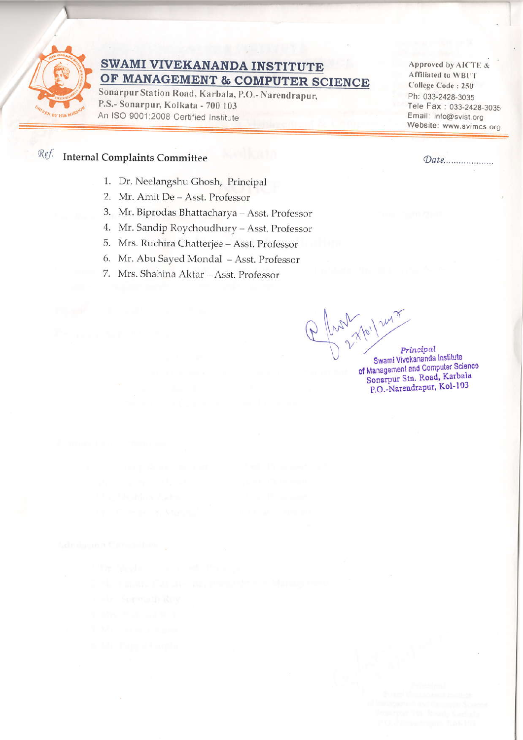# SWAMI VIVEKANANDA INSTITUTE OF MANAGEMENT & COMPUTER SCIENCE

Sonarpur Station Road, Karbala, P.O.- Narendrapur, P.S.- Sonarpur, Kolkata - 700 103

An ISO 9001:2008 Certified Institute

Approved by AICTE & Affiliated to WBUT
College Code : 250
Ph: 033-2428-3035
Tele Fax : 033-2428-3035
Email: info@svist.org
Website: www.svimcs.org

*Ref.* **Internal Complaints Committee** *Date*....................

1. Dr. Neelangshu Ghosh, Principal
2. Mr. Amit De – Asst. Professor
3. Mr. Biprodas Bhattacharya – Asst. Professor
4. Mr. Sandip Roychoudhury – Asst. Professor
5. Mrs. Ruchira Chatterjee – Asst. Professor
6. Mr. Abu Sayed Mondal – Asst. Professor
7. Mrs. Shahina Aktar – Asst. Professor

27/01/2017

*Principal*
Swami Vivekananda Institute of Management and Computer Science
Sonarpur Stn. Road, Karbala
P.O.-Narendrapur, Kol-103